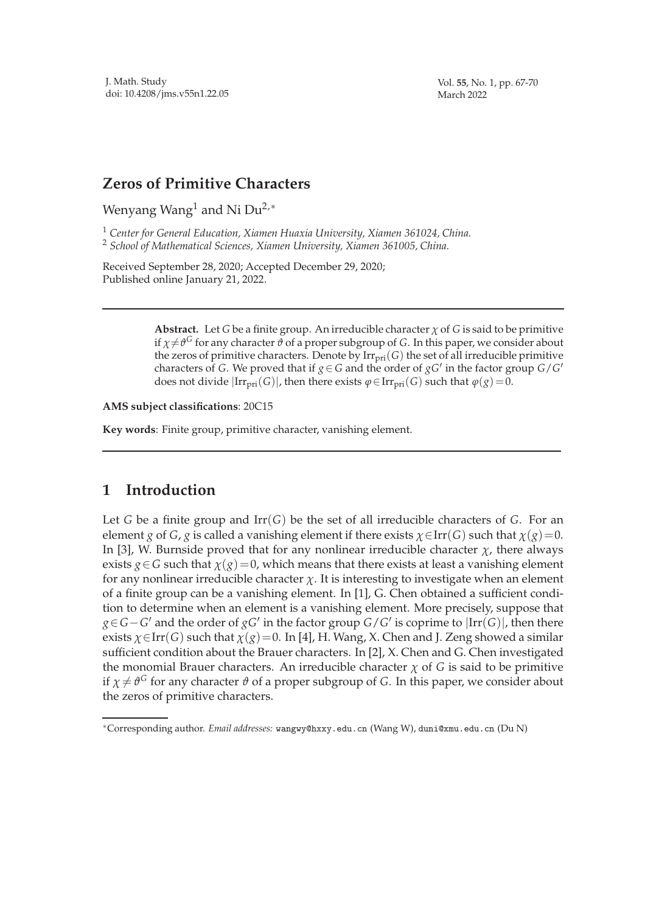# Zeros of Primitive Characters

Wenyang Wang[1] and Ni Du[2,*]

[1] *Center for General Education, Xiamen Huaxia University, Xiamen 361024, China.*
[2] *School of Mathematical Sciences, Xiamen University, Xiamen 361005, China.*

Received September 28, 2020; Accepted December 29, 2020;
Published online January 21, 2022.

---

**Abstract.** Let $G$ be a finite group. An irreducible character $\chi$ of $G$ is said to be primitive if $\chi \neq \vartheta^G$ for any character $\vartheta$ of a proper subgroup of $G$. In this paper, we consider about the zeros of primitive characters. Denote by $\mathrm{Irr}_{\mathrm{pri}}(G)$ the set of all irreducible primitive characters of $G$. We proved that if $g \in G$ and the order of $gG'$ in the factor group $G/G'$ does not divide $|\mathrm{Irr}_{\mathrm{pri}}(G)|$, then there exists $\varphi \in \mathrm{Irr}_{\mathrm{pri}}(G)$ such that $\varphi(g) = 0$.

**AMS subject classifications**: 20C15

**Key words**: Finite group, primitive character, vanishing element.

---

## 1 Introduction

Let $G$ be a finite group and $\mathrm{Irr}(G)$ be the set of all irreducible characters of $G$. For an element $g$ of $G$, $g$ is called a vanishing element if there exists $\chi \in \mathrm{Irr}(G)$ such that $\chi(g) = 0$. In [3], W. Burnside proved that for any nonlinear irreducible character $\chi$, there always exists $g \in G$ such that $\chi(g) = 0$, which means that there exists at least a vanishing element for any nonlinear irreducible character $\chi$. It is interesting to investigate when an element of a finite group can be a vanishing element. In [1], G. Chen obtained a sufficient condition to determine when an element is a vanishing element. More precisely, suppose that $g \in G - G'$ and the order of $gG'$ in the factor group $G/G'$ is coprime to $|\mathrm{Irr}(G)|$, then there exists $\chi \in \mathrm{Irr}(G)$ such that $\chi(g) = 0$. In [4], H. Wang, X. Chen and J. Zeng showed a similar sufficient condition about the Brauer characters. In [2], X. Chen and G. Chen investigated the monomial Brauer characters. An irreducible character $\chi$ of $G$ is said to be primitive if $\chi \neq \vartheta^G$ for any character $\vartheta$ of a proper subgroup of $G$. In this paper, we consider about the zeros of primitive characters.

---

*Corresponding author. *Email addresses:* wangwy@hxxy.edu.cn (Wang W), duni@xmu.edu.cn (Du N)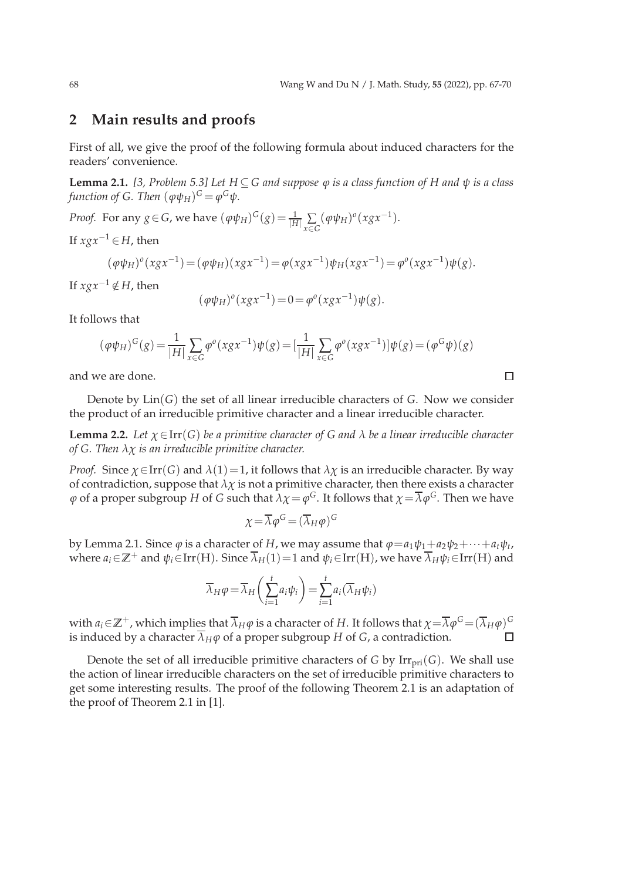## 2 Main results and proofs

First of all, we give the proof of the following formula about induced characters for the readers' convenience.

**Lemma 2.1.** *[3, Problem 5.3] Let $H \subseteq G$ and suppose $\varphi$ is a class function of $H$ and $\psi$ is a class function of $G$. Then $(\varphi\psi_H)^G = \varphi^G\psi$.*

*Proof.* For any $g \in G$, we have $(\varphi\psi_H)^G(g) = \frac{1}{|H|}\sum_{x\in G}(\varphi\psi_H)^o(xgx^{-1})$.

If $xgx^{-1} \in H$, then

$$(\varphi\psi_H)^o(xgx^{-1}) = (\varphi\psi_H)(xgx^{-1}) = \varphi(xgx^{-1})\psi_H(xgx^{-1}) = \varphi^o(xgx^{-1})\psi(g).$$

If $xgx^{-1} \notin H$, then

$$(\varphi\psi_H)^o(xgx^{-1}) = 0 = \varphi^o(xgx^{-1})\psi(g).$$

It follows that

$$(\varphi\psi_H)^G(g) = \frac{1}{|H|}\sum_{x\in G}\varphi^o(xgx^{-1})\psi(g) = [\frac{1}{|H|}\sum_{x\in G}\varphi^o(xgx^{-1})]\psi(g) = (\varphi^G\psi)(g)$$

and we are done. $\square$

Denote by $\mathrm{Lin}(G)$ the set of all linear irreducible characters of $G$. Now we consider the product of an irreducible primitive character and a linear irreducible character.

**Lemma 2.2.** *Let $\chi \in \mathrm{Irr}(G)$ be a primitive character of $G$ and $\lambda$ be a linear irreducible character of $G$. Then $\lambda\chi$ is an irreducible primitive character.*

*Proof.* Since $\chi \in \mathrm{Irr}(G)$ and $\lambda(1) = 1$, it follows that $\lambda\chi$ is an irreducible character. By way of contradiction, suppose that $\lambda\chi$ is not a primitive character, then there exists a character $\varphi$ of a proper subgroup $H$ of $G$ such that $\lambda\chi = \varphi^G$. It follows that $\chi = \overline{\lambda}\varphi^G$. Then we have

$$\chi = \overline{\lambda}\varphi^G = (\overline{\lambda}_H\varphi)^G$$

by Lemma 2.1. Since $\varphi$ is a character of $H$, we may assume that $\varphi = a_1\psi_1 + a_2\psi_2 + \cdots + a_t\psi_t$, where $a_i \in \mathbb{Z}^+$ and $\psi_i \in \mathrm{Irr(H)}$. Since $\overline{\lambda}_H(1) = 1$ and $\psi_i \in \mathrm{Irr(H)}$, we have $\overline{\lambda}_H\psi_i \in \mathrm{Irr(H)}$ and

$$\overline{\lambda}_H\varphi = \overline{\lambda}_H\left(\sum_{i=1}^{t}a_i\psi_i\right) = \sum_{i=1}^{t}a_i(\overline{\lambda}_H\psi_i)$$

with $a_i \in \mathbb{Z}^+$, which implies that $\overline{\lambda}_H\varphi$ is a character of $H$. It follows that $\chi = \overline{\lambda}\varphi^G = (\overline{\lambda}_H\varphi)^G$ is induced by a character $\overline{\lambda}_H\varphi$ of a proper subgroup $H$ of $G$, a contradiction. $\square$

Denote the set of all irreducible primitive characters of $G$ by $\mathrm{Irr}_{\mathrm{pri}}(G)$. We shall use the action of linear irreducible characters on the set of irreducible primitive characters to get some interesting results. The proof of the following Theorem 2.1 is an adaptation of the proof of Theorem 2.1 in [1].